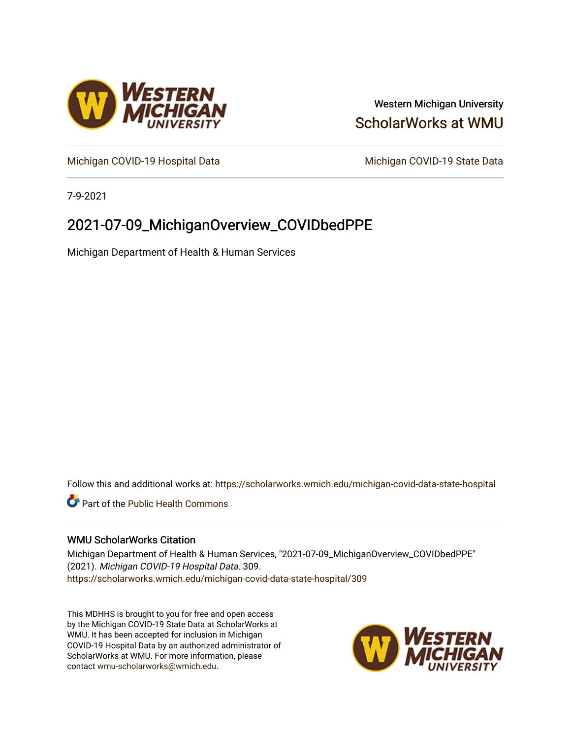Western Michigan University

ScholarWorks at WMU

Michigan COVID-19 Hospital Data

Michigan COVID-19 State Data

7-9-2021

# 2021-07-09_MichiganOverview_COVIDbedPPE

Michigan Department of Health & Human Services

Follow this and additional works at: https://scholarworks.wmich.edu/michigan-covid-data-state-hospital

Part of the Public Health Commons

## WMU ScholarWorks Citation

Michigan Department of Health & Human Services, "2021-07-09_MichiganOverview_COVIDbedPPE" (2021). *Michigan COVID-19 Hospital Data*. 309.
https://scholarworks.wmich.edu/michigan-covid-data-state-hospital/309

This MDHHS is brought to you for free and open access by the Michigan COVID-19 State Data at ScholarWorks at WMU. It has been accepted for inclusion in Michigan COVID-19 Hospital Data by an authorized administrator of ScholarWorks at WMU. For more information, please contact wmu-scholarworks@wmich.edu.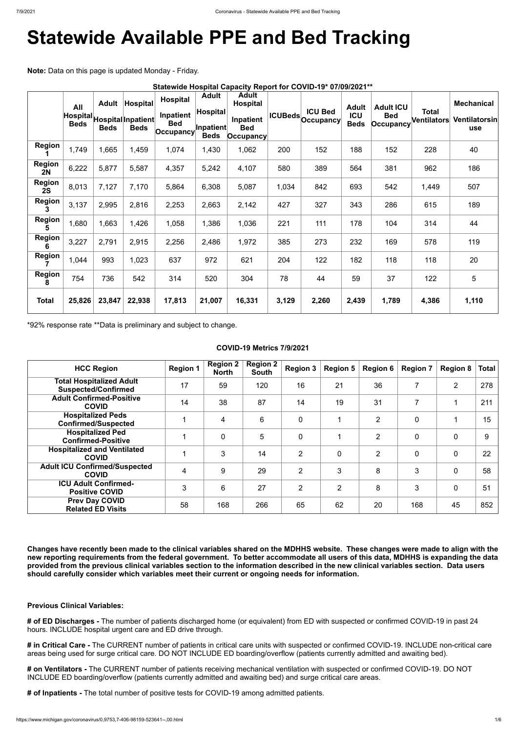# Statewide Available PPE and Bed Tracking

**Note:** Data on this page is updated Monday - Friday.

**Statewide Hospital Capacity Report for COVID-19* 07/09/2021****

| | All Hospital Beds | Adult Hospital Beds | Hospital Inpatient Beds | Hospital Inpatient Bed Occupancy | Adult Hospital Inpatient Beds | Adult Hospital Inpatient Bed Occupancy | ICUBeds | ICU Bed Occupancy | Adult ICU Beds | Adult ICU Bed Occupancy | Total Ventilators | Mechanical Ventilatorsin use |
|---|---|---|---|---|---|---|---|---|---|---|---|---|
| **Region 1** | 1,749 | 1,665 | 1,459 | 1,074 | 1,430 | 1,062 | 200 | 152 | 188 | 152 | 228 | 40 |
| **Region 2N** | 6,222 | 5,877 | 5,587 | 4,357 | 5,242 | 4,107 | 580 | 389 | 564 | 381 | 962 | 186 |
| **Region 2S** | 8,013 | 7,127 | 7,170 | 5,864 | 6,308 | 5,087 | 1,034 | 842 | 693 | 542 | 1,449 | 507 |
| **Region 3** | 3,137 | 2,995 | 2,816 | 2,253 | 2,663 | 2,142 | 427 | 327 | 343 | 286 | 615 | 189 |
| **Region 5** | 1,680 | 1,663 | 1,426 | 1,058 | 1,386 | 1,036 | 221 | 111 | 178 | 104 | 314 | 44 |
| **Region 6** | 3,227 | 2,791 | 2,915 | 2,256 | 2,486 | 1,972 | 385 | 273 | 232 | 169 | 578 | 119 |
| **Region 7** | 1,044 | 993 | 1,023 | 637 | 972 | 621 | 204 | 122 | 182 | 118 | 118 | 20 |
| **Region 8** | 754 | 736 | 542 | 314 | 520 | 304 | 78 | 44 | 59 | 37 | 122 | 5 |
| **Total** | **25,826** | **23,847** | **22,938** | **17,813** | **21,007** | **16,331** | **3,129** | **2,260** | **2,439** | **1,789** | **4,386** | **1,110** |

*92% response rate **Data is preliminary and subject to change.

**COVID-19 Metrics 7/9/2021**

| HCC Region | Region 1 | Region 2 North | Region 2 South | Region 3 | Region 5 | Region 6 | Region 7 | Region 8 | Total |
|---|---|---|---|---|---|---|---|---|---|
| **Total Hospitalized Adult Suspected/Confirmed** | 17 | 59 | 120 | 16 | 21 | 36 | 7 | 2 | 278 |
| **Adult Confirmed-Positive COVID** | 14 | 38 | 87 | 14 | 19 | 31 | 7 | 1 | 211 |
| **Hospitalized Peds Confirmed/Suspected** | 1 | 4 | 6 | 0 | 1 | 2 | 0 | 1 | 15 |
| **Hospitalized Ped Confirmed-Positive** | 1 | 0 | 5 | 0 | 1 | 2 | 0 | 0 | 9 |
| **Hospitalized and Ventilated COVID** | 1 | 3 | 14 | 2 | 0 | 2 | 0 | 0 | 22 |
| **Adult ICU Confirmed/Suspected COVID** | 4 | 9 | 29 | 2 | 3 | 8 | 3 | 0 | 58 |
| **ICU Adult Confirmed-Positive COVID** | 3 | 6 | 27 | 2 | 2 | 8 | 3 | 0 | 51 |
| **Prev Day COVID Related ED Visits** | 58 | 168 | 266 | 65 | 62 | 20 | 168 | 45 | 852 |

**Changes have recently been made to the clinical variables shared on the MDHHS website. These changes were made to align with the new reporting requirements from the federal government. To better accommodate all users of this data, MDHHS is expanding the data provided from the previous clinical variables section to the information described in the new clinical variables section. Data users should carefully consider which variables meet their current or ongoing needs for information.**

**Previous Clinical Variables:**

**# of ED Discharges -** The number of patients discharged home (or equivalent) from ED with suspected or confirmed COVID-19 in past 24 hours. INCLUDE hospital urgent care and ED drive through.

**# in Critical Care -** The CURRENT number of patients in critical care units with suspected or confirmed COVID-19. INCLUDE non-critical care areas being used for surge critical care. DO NOT INCLUDE ED boarding/overflow (patients currently admitted and awaiting bed).

**# on Ventilators -** The CURRENT number of patients receiving mechanical ventilation with suspected or confirmed COVID-19. DO NOT INCLUDE ED boarding/overflow (patients currently admitted and awaiting bed) and surge critical care areas.

**# of Inpatients -** The total number of positive tests for COVID-19 among admitted patients.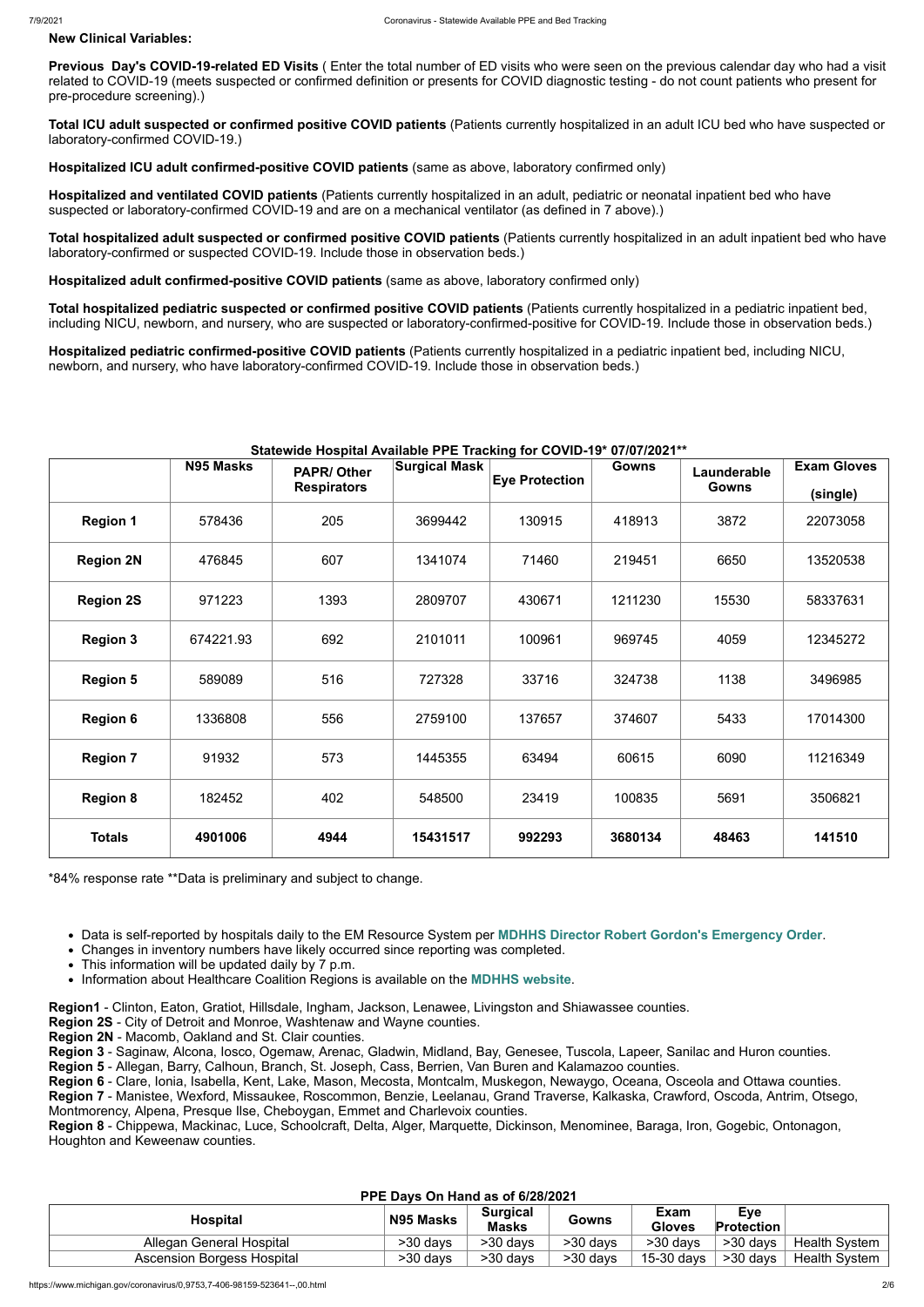**New Clinical Variables:**

**Previous Day's COVID-19-related ED Visits** ( Enter the total number of ED visits who were seen on the previous calendar day who had a visit related to COVID-19 (meets suspected or confirmed definition or presents for COVID diagnostic testing - do not count patients who present for pre-procedure screening).)

**Total ICU adult suspected or confirmed positive COVID patients** (Patients currently hospitalized in an adult ICU bed who have suspected or laboratory-confirmed COVID-19.)

**Hospitalized ICU adult confirmed-positive COVID patients** (same as above, laboratory confirmed only)

**Hospitalized and ventilated COVID patients** (Patients currently hospitalized in an adult, pediatric or neonatal inpatient bed who have suspected or laboratory-confirmed COVID-19 and are on a mechanical ventilator (as defined in 7 above).)

**Total hospitalized adult suspected or confirmed positive COVID patients** (Patients currently hospitalized in an adult inpatient bed who have laboratory-confirmed or suspected COVID-19. Include those in observation beds.)

**Hospitalized adult confirmed-positive COVID patients** (same as above, laboratory confirmed only)

**Total hospitalized pediatric suspected or confirmed positive COVID patients** (Patients currently hospitalized in a pediatric inpatient bed, including NICU, newborn, and nursery, who are suspected or laboratory-confirmed-positive for COVID-19. Include those in observation beds.)

**Hospitalized pediatric confirmed-positive COVID patients** (Patients currently hospitalized in a pediatric inpatient bed, including NICU, newborn, and nursery, who have laboratory-confirmed COVID-19. Include those in observation beds.)

**Statewide Hospital Available PPE Tracking for COVID-19* 07/07/2021****

| | N95 Masks | PAPR/ Other Respirators | Surgical Mask | Eye Protection | Gowns | Launderable Gowns | Exam Gloves (single) |
|---|---|---|---|---|---|---|---|
| **Region 1** | 578436 | 205 | 3699442 | 130915 | 418913 | 3872 | 22073058 |
| **Region 2N** | 476845 | 607 | 1341074 | 71460 | 219451 | 6650 | 13520538 |
| **Region 2S** | 971223 | 1393 | 2809707 | 430671 | 1211230 | 15530 | 58337631 |
| **Region 3** | 674221.93 | 692 | 2101011 | 100961 | 969745 | 4059 | 12345272 |
| **Region 5** | 589089 | 516 | 727328 | 33716 | 324738 | 1138 | 3496985 |
| **Region 6** | 1336808 | 556 | 2759100 | 137657 | 374607 | 5433 | 17014300 |
| **Region 7** | 91932 | 573 | 1445355 | 63494 | 60615 | 6090 | 11216349 |
| **Region 8** | 182452 | 402 | 548500 | 23419 | 100835 | 5691 | 3506821 |
| **Totals** | **4901006** | **4944** | **15431517** | **992293** | **3680134** | **48463** | **141510** |

*84% response rate **Data is preliminary and subject to change.

- Data is self-reported by hospitals daily to the EM Resource System per **MDHHS Director Robert Gordon's Emergency Order**.
- Changes in inventory numbers have likely occurred since reporting was completed.
- This information will be updated daily by 7 p.m.
- Information about Healthcare Coalition Regions is available on the **MDHHS website**.

**Region1** - Clinton, Eaton, Gratiot, Hillsdale, Ingham, Jackson, Lenawee, Livingston and Shiawassee counties.
**Region 2S** - City of Detroit and Monroe, Washtenaw and Wayne counties.
**Region 2N** - Macomb, Oakland and St. Clair counties.
**Region 3** - Saginaw, Alcona, Iosco, Ogemaw, Arenac, Gladwin, Midland, Bay, Genesee, Tuscola, Lapeer, Sanilac and Huron counties.
**Region 5** - Allegan, Barry, Calhoun, Branch, St. Joseph, Cass, Berrien, Van Buren and Kalamazoo counties.
**Region 6** - Clare, Ionia, Isabella, Kent, Lake, Mason, Mecosta, Montcalm, Muskegon, Newaygo, Oceana, Osceola and Ottawa counties.
**Region 7** - Manistee, Wexford, Missaukee, Roscommon, Benzie, Leelanau, Grand Traverse, Kalkaska, Crawford, Oscoda, Antrim, Otsego, Montmorency, Alpena, Presque Ilse, Cheboygan, Emmet and Charlevoix counties.
**Region 8** - Chippewa, Mackinac, Luce, Schoolcraft, Delta, Alger, Marquette, Dickinson, Menominee, Baraga, Iron, Gogebic, Ontonagon, Houghton and Keweenaw counties.

**PPE Days On Hand as of 6/28/2021**

| Hospital | N95 Masks | Surgical Masks | Gowns | Exam Gloves | Eye Protection | |
|---|---|---|---|---|---|---|
| Allegan General Hospital | >30 days | >30 days | >30 days | >30 days | >30 days | Health System |
| Ascension Borgess Hospital | >30 days | >30 days | >30 days | 15-30 days | >30 days | Health System |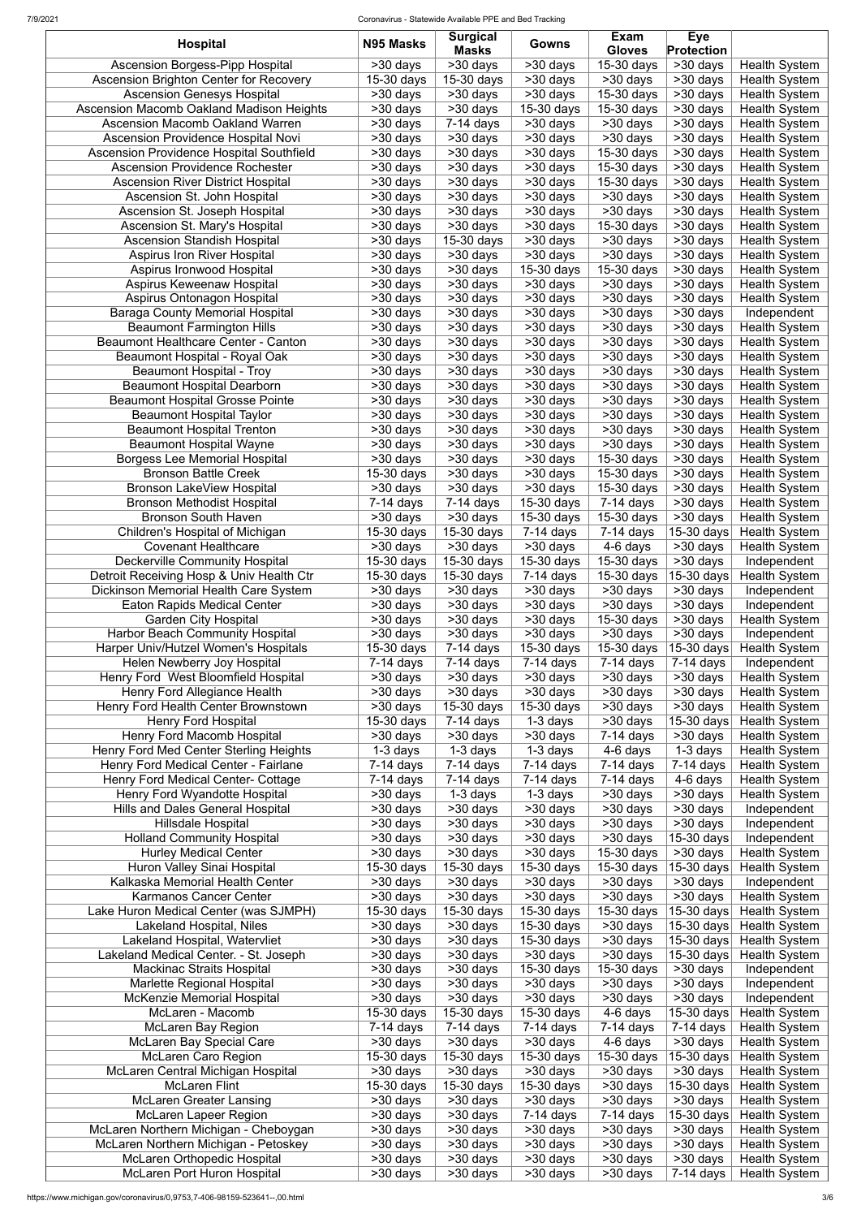| Hospital | N95 Masks | Surgical Masks | Gowns | Exam Gloves | Eye Protection | |
|---|---|---|---|---|---|---|
| Ascension Borgess-Pipp Hospital | >30 days | >30 days | >30 days | 15-30 days | >30 days | Health System |
| Ascension Brighton Center for Recovery | 15-30 days | 15-30 days | >30 days | >30 days | >30 days | Health System |
| Ascension Genesys Hospital | >30 days | >30 days | >30 days | 15-30 days | >30 days | Health System |
| Ascension Macomb Oakland Madison Heights | >30 days | >30 days | 15-30 days | 15-30 days | >30 days | Health System |
| Ascension Macomb Oakland Warren | >30 days | 7-14 days | >30 days | >30 days | >30 days | Health System |
| Ascension Providence Hospital Novi | >30 days | >30 days | >30 days | >30 days | >30 days | Health System |
| Ascension Providence Hospital Southfield | >30 days | >30 days | >30 days | 15-30 days | >30 days | Health System |
| Ascension Providence Rochester | >30 days | >30 days | >30 days | 15-30 days | >30 days | Health System |
| Ascension River District Hospital | >30 days | >30 days | >30 days | 15-30 days | >30 days | Health System |
| Ascension St. John Hospital | >30 days | >30 days | >30 days | >30 days | >30 days | Health System |
| Ascension St. Joseph Hospital | >30 days | >30 days | >30 days | >30 days | >30 days | Health System |
| Ascension St. Mary's Hospital | >30 days | >30 days | >30 days | 15-30 days | >30 days | Health System |
| Ascension Standish Hospital | >30 days | 15-30 days | >30 days | >30 days | >30 days | Health System |
| Aspirus Iron River Hospital | >30 days | >30 days | >30 days | >30 days | >30 days | Health System |
| Aspirus Ironwood Hospital | >30 days | >30 days | 15-30 days | 15-30 days | >30 days | Health System |
| Aspirus Keweenaw Hospital | >30 days | >30 days | >30 days | >30 days | >30 days | Health System |
| Aspirus Ontonagon Hospital | >30 days | >30 days | >30 days | >30 days | >30 days | Health System |
| Baraga County Memorial Hospital | >30 days | >30 days | >30 days | >30 days | >30 days | Independent |
| Beaumont Farmington Hills | >30 days | >30 days | >30 days | >30 days | >30 days | Health System |
| Beaumont Healthcare Center - Canton | >30 days | >30 days | >30 days | >30 days | >30 days | Health System |
| Beaumont Hospital - Royal Oak | >30 days | >30 days | >30 days | >30 days | >30 days | Health System |
| Beaumont Hospital - Troy | >30 days | >30 days | >30 days | >30 days | >30 days | Health System |
| Beaumont Hospital Dearborn | >30 days | >30 days | >30 days | >30 days | >30 days | Health System |
| Beaumont Hospital Grosse Pointe | >30 days | >30 days | >30 days | >30 days | >30 days | Health System |
| Beaumont Hospital Taylor | >30 days | >30 days | >30 days | >30 days | >30 days | Health System |
| Beaumont Hospital Trenton | >30 days | >30 days | >30 days | >30 days | >30 days | Health System |
| Beaumont Hospital Wayne | >30 days | >30 days | >30 days | >30 days | >30 days | Health System |
| Borgess Lee Memorial Hospital | >30 days | >30 days | >30 days | 15-30 days | >30 days | Health System |
| Bronson Battle Creek | 15-30 days | >30 days | >30 days | 15-30 days | >30 days | Health System |
| Bronson LakeView Hospital | >30 days | >30 days | >30 days | 15-30 days | >30 days | Health System |
| Bronson Methodist Hospital | 7-14 days | 7-14 days | 15-30 days | 7-14 days | >30 days | Health System |
| Bronson South Haven | >30 days | >30 days | 15-30 days | 15-30 days | >30 days | Health System |
| Children's Hospital of Michigan | 15-30 days | 15-30 days | 7-14 days | 7-14 days | 15-30 days | Health System |
| Covenant Healthcare | >30 days | >30 days | >30 days | 4-6 days | >30 days | Health System |
| Deckerville Community Hospital | 15-30 days | 15-30 days | 15-30 days | 15-30 days | >30 days | Independent |
| Detroit Receiving Hosp & Univ Health Ctr | 15-30 days | 15-30 days | 7-14 days | 15-30 days | 15-30 days | Health System |
| Dickinson Memorial Health Care System | >30 days | >30 days | >30 days | >30 days | >30 days | Independent |
| Eaton Rapids Medical Center | >30 days | >30 days | >30 days | >30 days | >30 days | Independent |
| Garden City Hospital | >30 days | >30 days | >30 days | 15-30 days | >30 days | Health System |
| Harbor Beach Community Hospital | >30 days | >30 days | >30 days | >30 days | >30 days | Independent |
| Harper Univ/Hutzel Women's Hospitals | 15-30 days | 7-14 days | 15-30 days | 15-30 days | 15-30 days | Health System |
| Helen Newberry Joy Hospital | 7-14 days | 7-14 days | 7-14 days | 7-14 days | 7-14 days | Independent |
| Henry Ford West Bloomfield Hospital | >30 days | >30 days | >30 days | >30 days | >30 days | Health System |
| Henry Ford Allegiance Health | >30 days | >30 days | >30 days | >30 days | >30 days | Health System |
| Henry Ford Health Center Brownstown | >30 days | 15-30 days | 15-30 days | >30 days | >30 days | Health System |
| Henry Ford Hospital | 15-30 days | 7-14 days | 1-3 days | >30 days | 15-30 days | Health System |
| Henry Ford Macomb Hospital | >30 days | >30 days | >30 days | 7-14 days | >30 days | Health System |
| Henry Ford Med Center Sterling Heights | 1-3 days | 1-3 days | 1-3 days | 4-6 days | 1-3 days | Health System |
| Henry Ford Medical Center - Fairlane | 7-14 days | 7-14 days | 7-14 days | 7-14 days | 7-14 days | Health System |
| Henry Ford Medical Center- Cottage | 7-14 days | 7-14 days | 7-14 days | 7-14 days | 4-6 days | Health System |
| Henry Ford Wyandotte Hospital | >30 days | 1-3 days | 1-3 days | >30 days | >30 days | Health System |
| Hills and Dales General Hospital | >30 days | >30 days | >30 days | >30 days | >30 days | Independent |
| Hillsdale Hospital | >30 days | >30 days | >30 days | >30 days | >30 days | Independent |
| Holland Community Hospital | >30 days | >30 days | >30 days | >30 days | 15-30 days | Independent |
| Hurley Medical Center | >30 days | >30 days | >30 days | 15-30 days | >30 days | Health System |
| Huron Valley Sinai Hospital | 15-30 days | 15-30 days | 15-30 days | 15-30 days | 15-30 days | Health System |
| Kalkaska Memorial Health Center | >30 days | >30 days | >30 days | >30 days | >30 days | Independent |
| Karmanos Cancer Center | >30 days | >30 days | >30 days | >30 days | >30 days | Health System |
| Lake Huron Medical Center (was SJMPH) | 15-30 days | 15-30 days | 15-30 days | 15-30 days | 15-30 days | Health System |
| Lakeland Hospital, Niles | >30 days | >30 days | 15-30 days | >30 days | 15-30 days | Health System |
| Lakeland Hospital, Watervliet | >30 days | >30 days | 15-30 days | >30 days | 15-30 days | Health System |
| Lakeland Medical Center. - St. Joseph | >30 days | >30 days | >30 days | >30 days | 15-30 days | Health System |
| Mackinac Straits Hospital | >30 days | >30 days | 15-30 days | 15-30 days | >30 days | Independent |
| Marlette Regional Hospital | >30 days | >30 days | >30 days | >30 days | >30 days | Independent |
| McKenzie Memorial Hospital | >30 days | >30 days | >30 days | >30 days | >30 days | Independent |
| McLaren - Macomb | 15-30 days | 15-30 days | 15-30 days | 4-6 days | 15-30 days | Health System |
| McLaren Bay Region | 7-14 days | 7-14 days | 7-14 days | 7-14 days | 7-14 days | Health System |
| McLaren Bay Special Care | >30 days | >30 days | >30 days | 4-6 days | >30 days | Health System |
| McLaren Caro Region | 15-30 days | 15-30 days | 15-30 days | 15-30 days | 15-30 days | Health System |
| McLaren Central Michigan Hospital | >30 days | >30 days | >30 days | >30 days | >30 days | Health System |
| McLaren Flint | 15-30 days | 15-30 days | 15-30 days | >30 days | 15-30 days | Health System |
| McLaren Greater Lansing | >30 days | >30 days | >30 days | >30 days | >30 days | Health System |
| McLaren Lapeer Region | >30 days | >30 days | 7-14 days | 7-14 days | 15-30 days | Health System |
| McLaren Northern Michigan - Cheboygan | >30 days | >30 days | >30 days | >30 days | >30 days | Health System |
| McLaren Northern Michigan - Petoskey | >30 days | >30 days | >30 days | >30 days | >30 days | Health System |
| McLaren Orthopedic Hospital | >30 days | >30 days | >30 days | >30 days | >30 days | Health System |
| McLaren Port Huron Hospital | >30 days | >30 days | >30 days | >30 days | 7-14 days | Health System |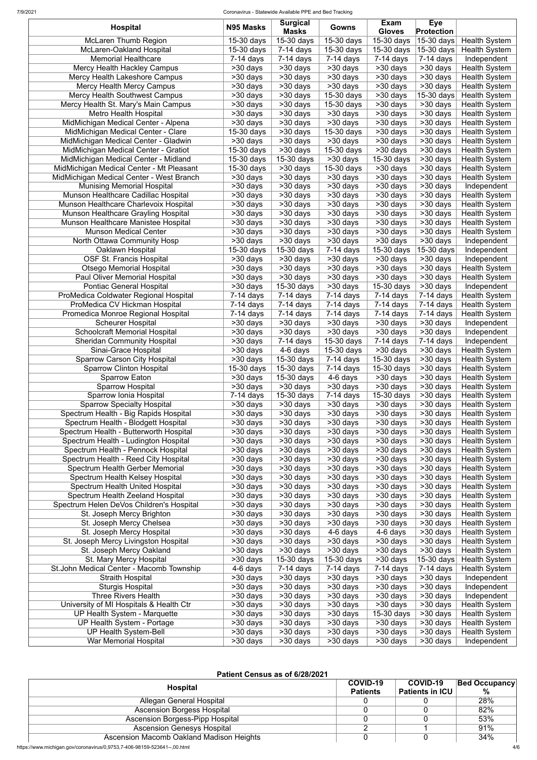| Hospital | N95 Masks | Surgical Masks | Gowns | Exam Gloves | Eye Protection | |
|---|---|---|---|---|---|---|
| McLaren Thumb Region | 15-30 days | 15-30 days | 15-30 days | 15-30 days | 15-30 days | Health System |
| McLaren-Oakland Hospital | 15-30 days | 7-14 days | 15-30 days | 15-30 days | 15-30 days | Health System |
| Memorial Healthcare | 7-14 days | 7-14 days | 7-14 days | 7-14 days | 7-14 days | Independent |
| Mercy Health Hackley Campus | >30 days | >30 days | >30 days | >30 days | >30 days | Health System |
| Mercy Health Lakeshore Campus | >30 days | >30 days | >30 days | >30 days | >30 days | Health System |
| Mercy Health Mercy Campus | >30 days | >30 days | >30 days | >30 days | >30 days | Health System |
| Mercy Health Southwest Campus | >30 days | >30 days | 15-30 days | >30 days | 15-30 days | Health System |
| Mercy Health St. Mary's Main Campus | >30 days | >30 days | 15-30 days | >30 days | >30 days | Health System |
| Metro Health Hospital | >30 days | >30 days | >30 days | >30 days | >30 days | Health System |
| MidMichigan Medical Center - Alpena | >30 days | >30 days | >30 days | >30 days | >30 days | Health System |
| MidMichigan Medical Center - Clare | 15-30 days | >30 days | 15-30 days | >30 days | >30 days | Health System |
| MidMichigan Medical Center - Gladwin | >30 days | >30 days | >30 days | >30 days | >30 days | Health System |
| MidMichigan Medical Center - Gratiot | 15-30 days | >30 days | 15-30 days | >30 days | >30 days | Health System |
| MidMichigan Medical Center - Midland | 15-30 days | 15-30 days | 15-30 days | 15-30 days | >30 days | Health System |
| MidMichigan Medical Center - Mt Pleasant | 15-30 days | >30 days | 15-30 days | >30 days | >30 days | Health System |
| MidMichigan Medical Center - West Branch | >30 days | >30 days | >30 days | >30 days | >30 days | Health System |
| Munising Memorial Hospital | >30 days | >30 days | >30 days | >30 days | >30 days | Independent |
| Munson Healthcare Cadillac Hospital | >30 days | >30 days | >30 days | >30 days | >30 days | Health System |
| Munson Healthcare Charlevoix Hospital | >30 days | >30 days | >30 days | >30 days | >30 days | Health System |
| Munson Healthcare Grayling Hospital | >30 days | >30 days | >30 days | >30 days | >30 days | Health System |
| Munson Healthcare Manistee Hospital | >30 days | >30 days | >30 days | >30 days | >30 days | Health System |
| Munson Medical Center | >30 days | >30 days | >30 days | >30 days | >30 days | Health System |
| North Ottawa Community Hosp | >30 days | >30 days | >30 days | >30 days | >30 days | Independent |
| Oaklawn Hospital | 15-30 days | 15-30 days | 7-14 days | 15-30 days | 15-30 days | Independent |
| OSF St. Francis Hospital | >30 days | >30 days | >30 days | >30 days | >30 days | Independent |
| Otsego Memorial Hospital | >30 days | >30 days | >30 days | >30 days | >30 days | Health System |
| Paul Oliver Memorial Hospital | >30 days | >30 days | >30 days | >30 days | >30 days | Health System |
| Pontiac General Hospital | >30 days | 15-30 days | >30 days | 15-30 days | >30 days | Independent |
| ProMedica Coldwater Regional Hospital | 7-14 days | 7-14 days | 7-14 days | 7-14 days | 7-14 days | Health System |
| ProMedica CV Hickman Hospital | 7-14 days | 7-14 days | 7-14 days | 7-14 days | 7-14 days | Health System |
| Promedica Monroe Regional Hospital | 7-14 days | 7-14 days | 7-14 days | 7-14 days | 7-14 days | Health System |
| Scheurer Hospital | >30 days | >30 days | >30 days | >30 days | >30 days | Independent |
| Schoolcraft Memorial Hospital | >30 days | >30 days | >30 days | >30 days | >30 days | Independent |
| Sheridan Community Hospital | >30 days | 7-14 days | 15-30 days | 7-14 days | 7-14 days | Independent |
| Sinai-Grace Hospital | >30 days | 4-6 days | 15-30 days | >30 days | >30 days | Health System |
| Sparrow Carson City Hospital | >30 days | 15-30 days | 7-14 days | 15-30 days | >30 days | Health System |
| Sparrow Clinton Hospital | 15-30 days | 15-30 days | 7-14 days | 15-30 days | >30 days | Health System |
| Sparrow Eaton | >30 days | 15-30 days | 4-6 days | >30 days | >30 days | Health System |
| Sparrow Hospital | >30 days | >30 days | >30 days | >30 days | >30 days | Health System |
| Sparrow Ionia Hospital | 7-14 days | 15-30 days | 7-14 days | 15-30 days | >30 days | Health System |
| Sparrow Specialty Hospital | >30 days | >30 days | >30 days | >30 days | >30 days | Health System |
| Spectrum Health - Big Rapids Hospital | >30 days | >30 days | >30 days | >30 days | >30 days | Health System |
| Spectrum Health - Blodgett Hospital | >30 days | >30 days | >30 days | >30 days | >30 days | Health System |
| Spectrum Health - Butterworth Hospital | >30 days | >30 days | >30 days | >30 days | >30 days | Health System |
| Spectrum Health - Ludington Hospital | >30 days | >30 days | >30 days | >30 days | >30 days | Health System |
| Spectrum Health - Pennock Hospital | >30 days | >30 days | >30 days | >30 days | >30 days | Health System |
| Spectrum Health - Reed City Hospital | >30 days | >30 days | >30 days | >30 days | >30 days | Health System |
| Spectrum Health Gerber Memorial | >30 days | >30 days | >30 days | >30 days | >30 days | Health System |
| Spectrum Health Kelsey Hospital | >30 days | >30 days | >30 days | >30 days | >30 days | Health System |
| Spectrum Health United Hospital | >30 days | >30 days | >30 days | >30 days | >30 days | Health System |
| Spectrum Health Zeeland Hospital | >30 days | >30 days | >30 days | >30 days | >30 days | Health System |
| Spectrum Helen DeVos Children's Hospital | >30 days | >30 days | >30 days | >30 days | >30 days | Health System |
| St. Joseph Mercy Brighton | >30 days | >30 days | >30 days | >30 days | >30 days | Health System |
| St. Joseph Mercy Chelsea | >30 days | >30 days | >30 days | >30 days | >30 days | Health System |
| St. Joseph Mercy Hospital | >30 days | >30 days | 4-6 days | 4-6 days | >30 days | Health System |
| St. Joseph Mercy Livingston Hospital | >30 days | >30 days | >30 days | >30 days | >30 days | Health System |
| St. Joseph Mercy Oakland | >30 days | >30 days | >30 days | >30 days | >30 days | Health System |
| St. Mary Mercy Hospital | >30 days | 15-30 days | 15-30 days | >30 days | 15-30 days | Health System |
| St.John Medical Center - Macomb Township | 4-6 days | 7-14 days | 7-14 days | 7-14 days | 7-14 days | Health System |
| Straith Hospital | >30 days | >30 days | >30 days | >30 days | >30 days | Independent |
| Sturgis Hospital | >30 days | >30 days | >30 days | >30 days | >30 days | Independent |
| Three Rivers Health | >30 days | >30 days | >30 days | >30 days | >30 days | Independent |
| University of MI Hospitals & Health Ctr | >30 days | >30 days | >30 days | >30 days | >30 days | Health System |
| UP Health System - Marquette | >30 days | >30 days | >30 days | 15-30 days | >30 days | Health System |
| UP Health System - Portage | >30 days | >30 days | >30 days | >30 days | >30 days | Health System |
| UP Health System-Bell | >30 days | >30 days | >30 days | >30 days | >30 days | Health System |
| War Memorial Hospital | >30 days | >30 days | >30 days | >30 days | >30 days | Independent |

**Patient Census as of 6/28/2021**

| Hospital | COVID-19 Patients | COVID-19 Patients in ICU | Bed Occupancy % |
|---|---|---|---|
| Allegan General Hospital | 0 | 0 | 28% |
| Ascension Borgess Hospital | 0 | 0 | 82% |
| Ascension Borgess-Pipp Hospital | 0 | 0 | 53% |
| Ascension Genesys Hospital | 2 | 1 | 91% |
| Ascension Macomb Oakland Madison Heights | 0 | 0 | 34% |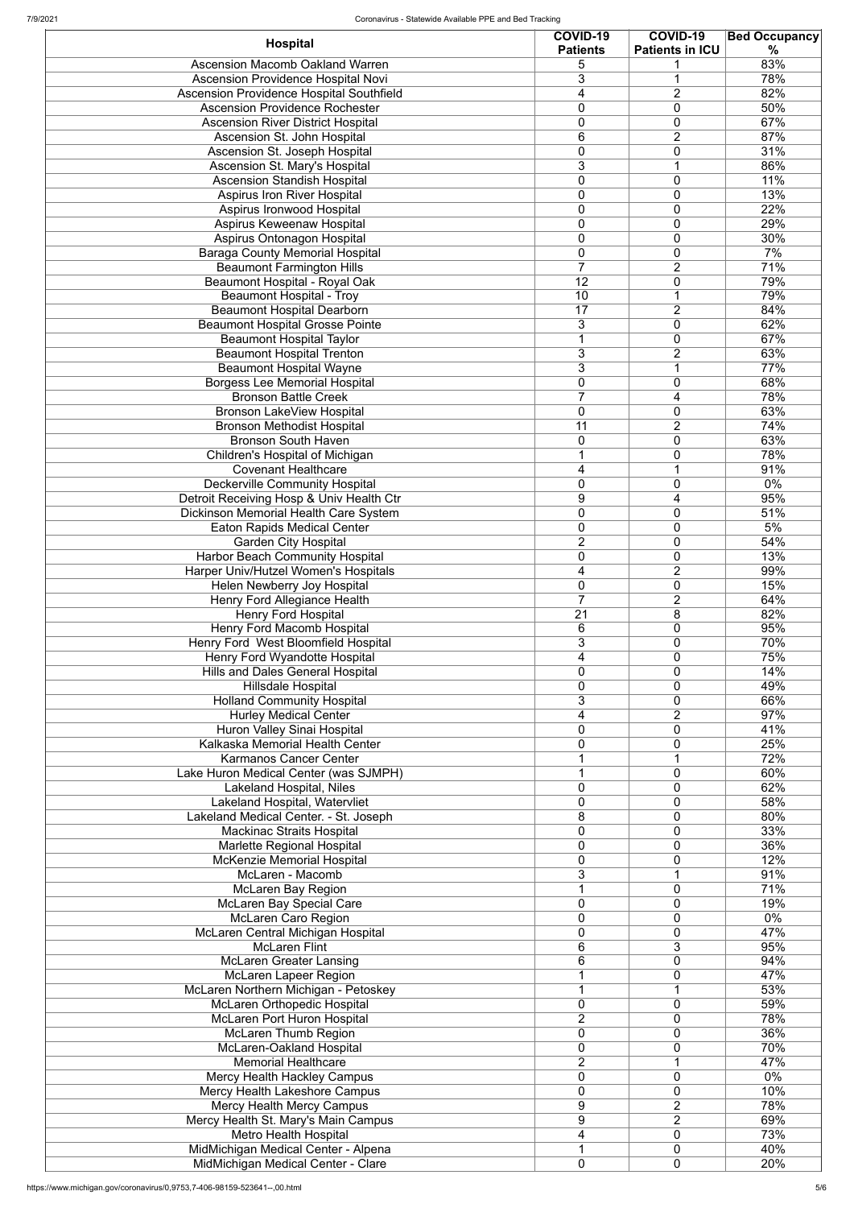| Hospital | COVID-19 Patients | COVID-19 Patients in ICU | Bed Occupancy % |
|---|---|---|---|
| Ascension Macomb Oakland Warren | 5 | 1 | 83% |
| Ascension Providence Hospital Novi | 3 | 1 | 78% |
| Ascension Providence Hospital Southfield | 4 | 2 | 82% |
| Ascension Providence Rochester | 0 | 0 | 50% |
| Ascension River District Hospital | 0 | 0 | 67% |
| Ascension St. John Hospital | 6 | 2 | 87% |
| Ascension St. Joseph Hospital | 0 | 0 | 31% |
| Ascension St. Mary's Hospital | 3 | 1 | 86% |
| Ascension Standish Hospital | 0 | 0 | 11% |
| Aspirus Iron River Hospital | 0 | 0 | 13% |
| Aspirus Ironwood Hospital | 0 | 0 | 22% |
| Aspirus Keweenaw Hospital | 0 | 0 | 29% |
| Aspirus Ontonagon Hospital | 0 | 0 | 30% |
| Baraga County Memorial Hospital | 0 | 0 | 7% |
| Beaumont Farmington Hills | 7 | 2 | 71% |
| Beaumont Hospital - Royal Oak | 12 | 0 | 79% |
| Beaumont Hospital - Troy | 10 | 1 | 79% |
| Beaumont Hospital Dearborn | 17 | 2 | 84% |
| Beaumont Hospital Grosse Pointe | 3 | 0 | 62% |
| Beaumont Hospital Taylor | 1 | 0 | 67% |
| Beaumont Hospital Trenton | 3 | 2 | 63% |
| Beaumont Hospital Wayne | 3 | 1 | 77% |
| Borgess Lee Memorial Hospital | 0 | 0 | 68% |
| Bronson Battle Creek | 7 | 4 | 78% |
| Bronson LakeView Hospital | 0 | 0 | 63% |
| Bronson Methodist Hospital | 11 | 2 | 74% |
| Bronson South Haven | 0 | 0 | 63% |
| Children's Hospital of Michigan | 1 | 0 | 78% |
| Covenant Healthcare | 4 | 1 | 91% |
| Deckerville Community Hospital | 0 | 0 | 0% |
| Detroit Receiving Hosp & Univ Health Ctr | 9 | 4 | 95% |
| Dickinson Memorial Health Care System | 0 | 0 | 51% |
| Eaton Rapids Medical Center | 0 | 0 | 5% |
| Garden City Hospital | 2 | 0 | 54% |
| Harbor Beach Community Hospital | 0 | 0 | 13% |
| Harper Univ/Hutzel Women's Hospitals | 4 | 2 | 99% |
| Helen Newberry Joy Hospital | 0 | 0 | 15% |
| Henry Ford Allegiance Health | 7 | 2 | 64% |
| Henry Ford Hospital | 21 | 8 | 82% |
| Henry Ford Macomb Hospital | 6 | 0 | 95% |
| Henry Ford  West Bloomfield Hospital | 3 | 0 | 70% |
| Henry Ford Wyandotte Hospital | 4 | 0 | 75% |
| Hills and Dales General Hospital | 0 | 0 | 14% |
| Hillsdale Hospital | 0 | 0 | 49% |
| Holland Community Hospital | 3 | 0 | 66% |
| Hurley Medical Center | 4 | 2 | 97% |
| Huron Valley Sinai Hospital | 0 | 0 | 41% |
| Kalkaska Memorial Health Center | 0 | 0 | 25% |
| Karmanos Cancer Center | 1 | 1 | 72% |
| Lake Huron Medical Center (was SJMPH) | 1 | 0 | 60% |
| Lakeland Hospital, Niles | 0 | 0 | 62% |
| Lakeland Hospital, Watervliet | 0 | 0 | 58% |
| Lakeland Medical Center. - St. Joseph | 8 | 0 | 80% |
| Mackinac Straits Hospital | 0 | 0 | 33% |
| Marlette Regional Hospital | 0 | 0 | 36% |
| McKenzie Memorial Hospital | 0 | 0 | 12% |
| McLaren - Macomb | 3 | 1 | 91% |
| McLaren Bay Region | 1 | 0 | 71% |
| McLaren Bay Special Care | 0 | 0 | 19% |
| McLaren Caro Region | 0 | 0 | 0% |
| McLaren Central Michigan Hospital | 0 | 0 | 47% |
| McLaren Flint | 6 | 3 | 95% |
| McLaren Greater Lansing | 6 | 0 | 94% |
| McLaren Lapeer Region | 1 | 0 | 47% |
| McLaren Northern Michigan - Petoskey | 1 | 1 | 53% |
| McLaren Orthopedic Hospital | 0 | 0 | 59% |
| McLaren Port Huron Hospital | 2 | 0 | 78% |
| McLaren Thumb Region | 0 | 0 | 36% |
| McLaren-Oakland Hospital | 0 | 0 | 70% |
| Memorial Healthcare | 2 | 1 | 47% |
| Mercy Health Hackley Campus | 0 | 0 | 0% |
| Mercy Health Lakeshore Campus | 0 | 0 | 10% |
| Mercy Health Mercy Campus | 9 | 2 | 78% |
| Mercy Health St. Mary's Main Campus | 9 | 2 | 69% |
| Metro Health Hospital | 4 | 0 | 73% |
| MidMichigan Medical Center - Alpena | 1 | 0 | 40% |
| MidMichigan Medical Center - Clare | 0 | 0 | 20% |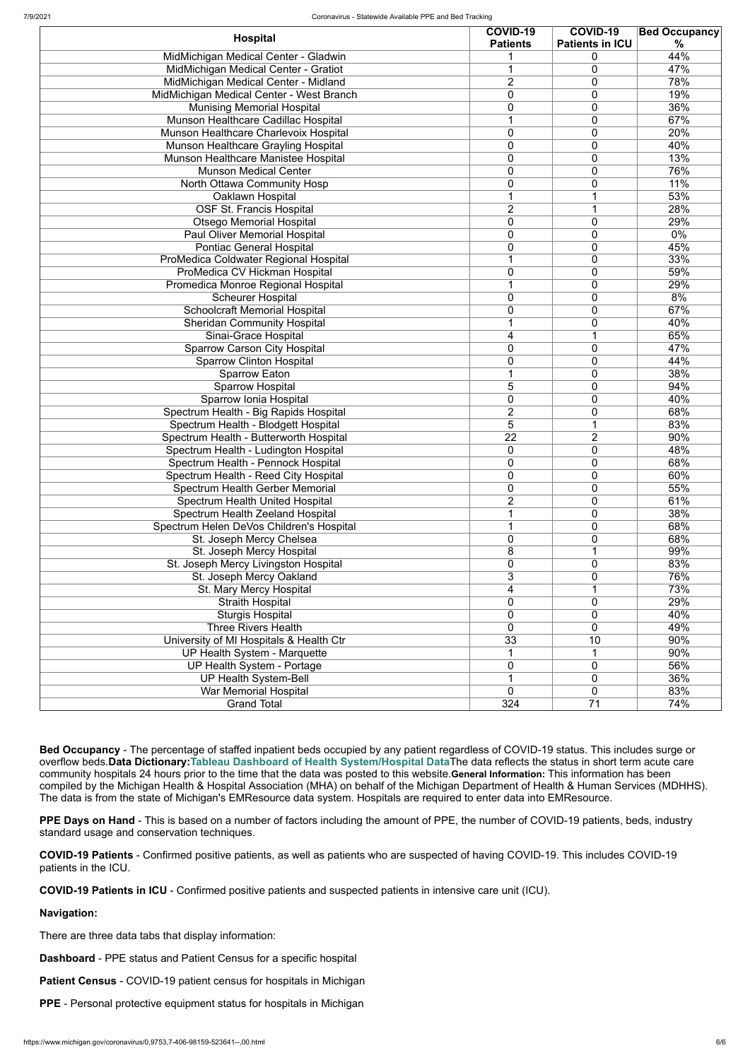| Hospital | COVID-19 Patients | COVID-19 Patients in ICU | Bed Occupancy % |
|---|---|---|---|
| MidMichigan Medical Center - Gladwin | 1 | 0 | 44% |
| MidMichigan Medical Center - Gratiot | 1 | 0 | 47% |
| MidMichigan Medical Center - Midland | 2 | 0 | 78% |
| MidMichigan Medical Center - West Branch | 0 | 0 | 19% |
| Munising Memorial Hospital | 0 | 0 | 36% |
| Munson Healthcare Cadillac Hospital | 1 | 0 | 67% |
| Munson Healthcare Charlevoix Hospital | 0 | 0 | 20% |
| Munson Healthcare Grayling Hospital | 0 | 0 | 40% |
| Munson Healthcare Manistee Hospital | 0 | 0 | 13% |
| Munson Medical Center | 0 | 0 | 76% |
| North Ottawa Community Hosp | 0 | 0 | 11% |
| Oaklawn Hospital | 1 | 1 | 53% |
| OSF St. Francis Hospital | 2 | 1 | 28% |
| Otsego Memorial Hospital | 0 | 0 | 29% |
| Paul Oliver Memorial Hospital | 0 | 0 | 0% |
| Pontiac General Hospital | 0 | 0 | 45% |
| ProMedica Coldwater Regional Hospital | 1 | 0 | 33% |
| ProMedica CV Hickman Hospital | 0 | 0 | 59% |
| Promedica Monroe Regional Hospital | 1 | 0 | 29% |
| Scheurer Hospital | 0 | 0 | 8% |
| Schoolcraft Memorial Hospital | 0 | 0 | 67% |
| Sheridan Community Hospital | 1 | 0 | 40% |
| Sinai-Grace Hospital | 4 | 1 | 65% |
| Sparrow Carson City Hospital | 0 | 0 | 47% |
| Sparrow Clinton Hospital | 0 | 0 | 44% |
| Sparrow Eaton | 1 | 0 | 38% |
| Sparrow Hospital | 5 | 0 | 94% |
| Sparrow Ionia Hospital | 0 | 0 | 40% |
| Spectrum Health - Big Rapids Hospital | 2 | 0 | 68% |
| Spectrum Health - Blodgett Hospital | 5 | 1 | 83% |
| Spectrum Health - Butterworth Hospital | 22 | 2 | 90% |
| Spectrum Health - Ludington Hospital | 0 | 0 | 48% |
| Spectrum Health - Pennock Hospital | 0 | 0 | 68% |
| Spectrum Health - Reed City Hospital | 0 | 0 | 60% |
| Spectrum Health Gerber Memorial | 0 | 0 | 55% |
| Spectrum Health United Hospital | 2 | 0 | 61% |
| Spectrum Health Zeeland Hospital | 1 | 0 | 38% |
| Spectrum Helen DeVos Children's Hospital | 1 | 0 | 68% |
| St. Joseph Mercy Chelsea | 0 | 0 | 68% |
| St. Joseph Mercy Hospital | 8 | 1 | 99% |
| St. Joseph Mercy Livingston Hospital | 0 | 0 | 83% |
| St. Joseph Mercy Oakland | 3 | 0 | 76% |
| St. Mary Mercy Hospital | 4 | 1 | 73% |
| Straith Hospital | 0 | 0 | 29% |
| Sturgis Hospital | 0 | 0 | 40% |
| Three Rivers Health | 0 | 0 | 49% |
| University of MI Hospitals & Health Ctr | 33 | 10 | 90% |
| UP Health System - Marquette | 1 | 1 | 90% |
| UP Health System - Portage | 0 | 0 | 56% |
| UP Health System-Bell | 1 | 0 | 36% |
| War Memorial Hospital | 0 | 0 | 83% |
| Grand Total | 324 | 71 | 74% |

**Bed Occupancy** - The percentage of staffed inpatient beds occupied by any patient regardless of COVID-19 status. This includes surge or overflow beds.**Data Dictionary:Tableau Dashboard of Health System/Hospital Data**The data reflects the status in short term acute care community hospitals 24 hours prior to the time that the data was posted to this website.**General Information:** This information has been compiled by the Michigan Health & Hospital Association (MHA) on behalf of the Michigan Department of Health & Human Services (MDHHS). The data is from the state of Michigan's EMResource data system. Hospitals are required to enter data into EMResource.

**PPE Days on Hand** - This is based on a number of factors including the amount of PPE, the number of COVID-19 patients, beds, industry standard usage and conservation techniques.

**COVID-19 Patients** - Confirmed positive patients, as well as patients who are suspected of having COVID-19. This includes COVID-19 patients in the ICU.

**COVID-19 Patients in ICU** - Confirmed positive patients and suspected patients in intensive care unit (ICU).

**Navigation:**

There are three data tabs that display information:

**Dashboard** - PPE status and Patient Census for a specific hospital

**Patient Census** - COVID-19 patient census for hospitals in Michigan

**PPE** - Personal protective equipment status for hospitals in Michigan